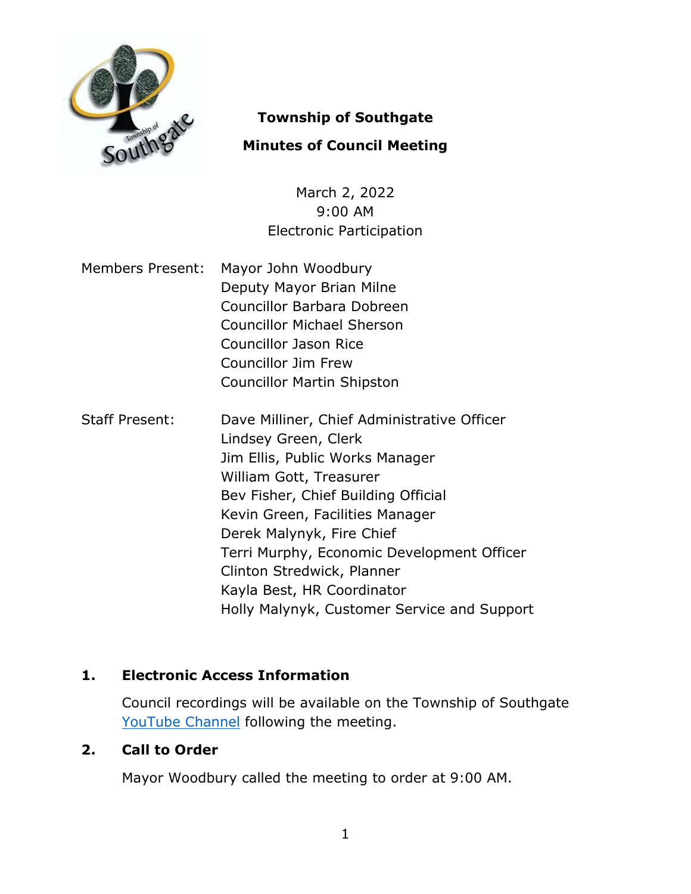# Township of Southgate

## Minutes of Council Meeting

March 2, 2022
9:00 AM
Electronic Participation

| Members Present: | Mayor John Woodbury |
|---|---|
| | Deputy Mayor Brian Milne |
| | Councillor Barbara Dobreen |
| | Councillor Michael Sherson |
| | Councillor Jason Rice |
| | Councillor Jim Frew |
| | Councillor Martin Shipston |

| Staff Present: | Dave Milliner, Chief Administrative Officer |
|---|---|
| | Lindsey Green, Clerk |
| | Jim Ellis, Public Works Manager |
| | William Gott, Treasurer |
| | Bev Fisher, Chief Building Official |
| | Kevin Green, Facilities Manager |
| | Derek Malynyk, Fire Chief |
| | Terri Murphy, Economic Development Officer |
| | Clinton Stredwick, Planner |
| | Kayla Best, HR Coordinator |
| | Holly Malynyk, Customer Service and Support |

### 1. Electronic Access Information

Council recordings will be available on the Township of Southgate YouTube Channel following the meeting.

### 2. Call to Order

Mayor Woodbury called the meeting to order at 9:00 AM.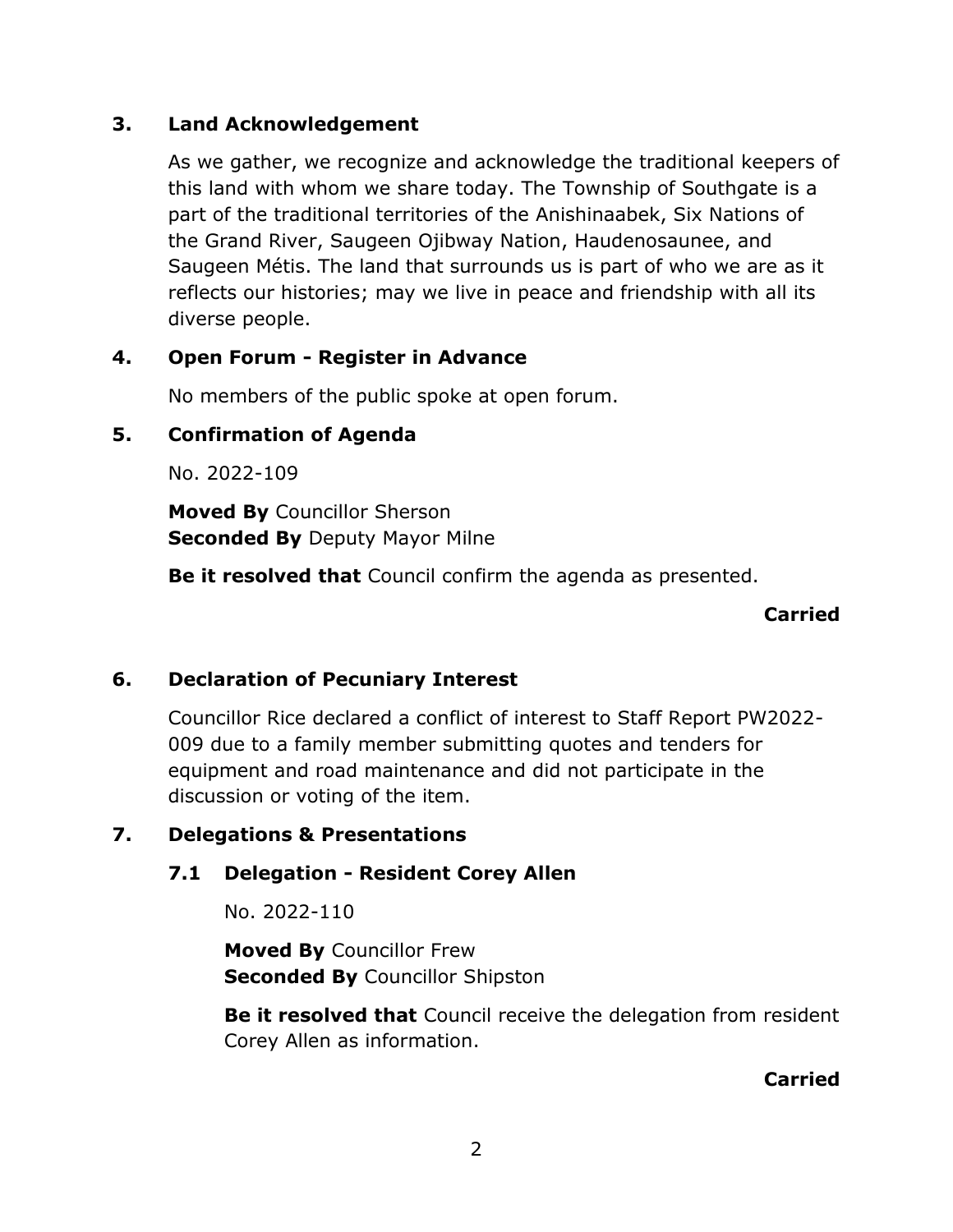## 3. Land Acknowledgement

As we gather, we recognize and acknowledge the traditional keepers of this land with whom we share today. The Township of Southgate is a part of the traditional territories of the Anishinaabek, Six Nations of the Grand River, Saugeen Ojibway Nation, Haudenosaunee, and Saugeen Métis. The land that surrounds us is part of who we are as it reflects our histories; may we live in peace and friendship with all its diverse people.

## 4. Open Forum - Register in Advance

No members of the public spoke at open forum.

## 5. Confirmation of Agenda

No. 2022-109

**Moved By** Councillor Sherson
**Seconded By** Deputy Mayor Milne

**Be it resolved that** Council confirm the agenda as presented.

**Carried**

## 6. Declaration of Pecuniary Interest

Councillor Rice declared a conflict of interest to Staff Report PW2022-009 due to a family member submitting quotes and tenders for equipment and road maintenance and did not participate in the discussion or voting of the item.

## 7. Delegations & Presentations

### 7.1 Delegation - Resident Corey Allen

No. 2022-110

**Moved By** Councillor Frew
**Seconded By** Councillor Shipston

**Be it resolved that** Council receive the delegation from resident Corey Allen as information.

**Carried**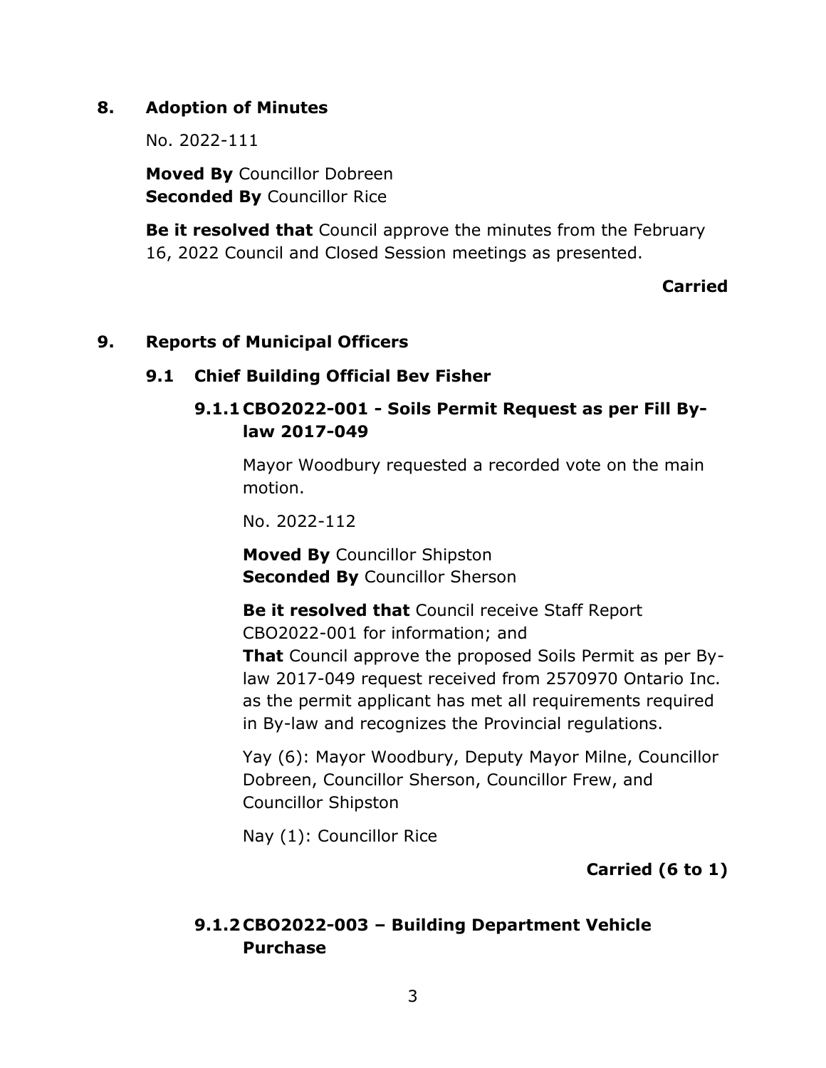## 8. Adoption of Minutes

No. 2022-111

**Moved By** Councillor Dobreen
**Seconded By** Councillor Rice

**Be it resolved that** Council approve the minutes from the February 16, 2022 Council and Closed Session meetings as presented.

**Carried**

## 9. Reports of Municipal Officers

### 9.1 Chief Building Official Bev Fisher

#### 9.1.1 CBO2022-001 - Soils Permit Request as per Fill By-law 2017-049

Mayor Woodbury requested a recorded vote on the main motion.

No. 2022-112

**Moved By** Councillor Shipston
**Seconded By** Councillor Sherson

**Be it resolved that** Council receive Staff Report CBO2022-001 for information; and
**That** Council approve the proposed Soils Permit as per By-law 2017-049 request received from 2570970 Ontario Inc. as the permit applicant has met all requirements required in By-law and recognizes the Provincial regulations.

Yay (6): Mayor Woodbury, Deputy Mayor Milne, Councillor Dobreen, Councillor Sherson, Councillor Frew, and Councillor Shipston

Nay (1): Councillor Rice

**Carried (6 to 1)**

#### 9.1.2 CBO2022-003 – Building Department Vehicle Purchase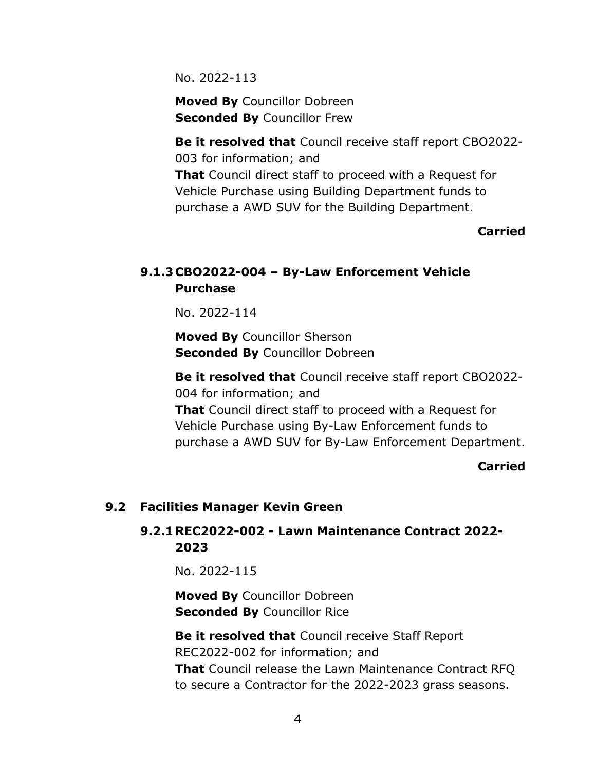No. 2022-113

**Moved By** Councillor Dobreen
**Seconded By** Councillor Frew

**Be it resolved that** Council receive staff report CBO2022-003 for information; and
**That** Council direct staff to proceed with a Request for Vehicle Purchase using Building Department funds to purchase a AWD SUV for the Building Department.

**Carried**

### 9.1.3 CBO2022-004 – By-Law Enforcement Vehicle Purchase

No. 2022-114

**Moved By** Councillor Sherson
**Seconded By** Councillor Dobreen

**Be it resolved that** Council receive staff report CBO2022-004 for information; and
**That** Council direct staff to proceed with a Request for Vehicle Purchase using By-Law Enforcement funds to purchase a AWD SUV for By-Law Enforcement Department.

**Carried**

## 9.2 Facilities Manager Kevin Green

### 9.2.1 REC2022-002 - Lawn Maintenance Contract 2022-2023

No. 2022-115

**Moved By** Councillor Dobreen
**Seconded By** Councillor Rice

**Be it resolved that** Council receive Staff Report REC2022-002 for information; and
**That** Council release the Lawn Maintenance Contract RFQ to secure a Contractor for the 2022-2023 grass seasons.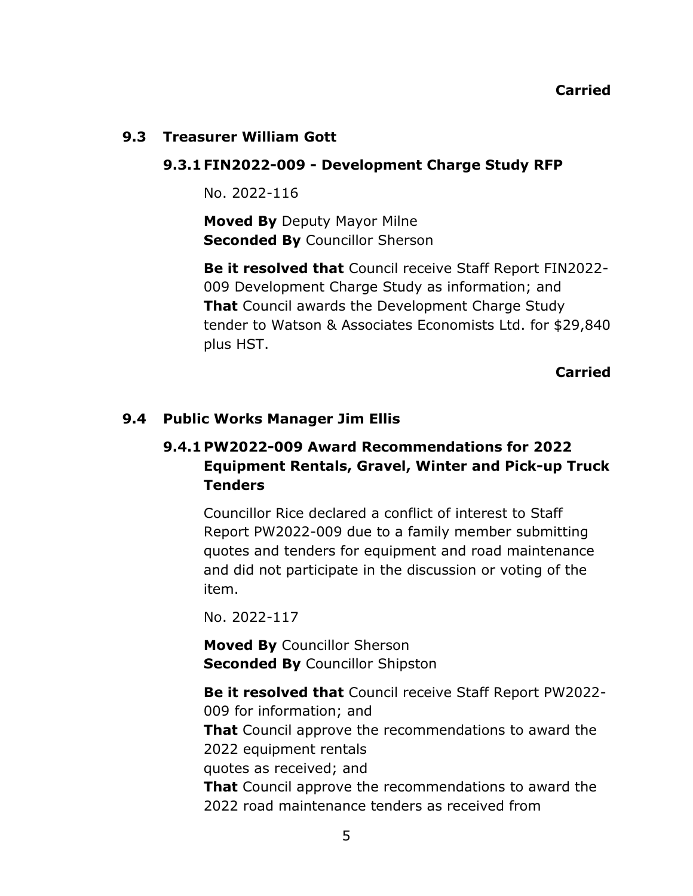**Carried**

## 9.3 Treasurer William Gott

### 9.3.1 FIN2022-009 - Development Charge Study RFP

No. 2022-116

**Moved By** Deputy Mayor Milne
**Seconded By** Councillor Sherson

**Be it resolved that** Council receive Staff Report FIN2022-009 Development Charge Study as information; and
**That** Council awards the Development Charge Study tender to Watson & Associates Economists Ltd. for $29,840 plus HST.

**Carried**

## 9.4 Public Works Manager Jim Ellis

### 9.4.1 PW2022-009 Award Recommendations for 2022 Equipment Rentals, Gravel, Winter and Pick-up Truck Tenders

Councillor Rice declared a conflict of interest to Staff Report PW2022-009 due to a family member submitting quotes and tenders for equipment and road maintenance and did not participate in the discussion or voting of the item.

No. 2022-117

**Moved By** Councillor Sherson
**Seconded By** Councillor Shipston

**Be it resolved that** Council receive Staff Report PW2022-009 for information; and
**That** Council approve the recommendations to award the 2022 equipment rentals
quotes as received; and
**That** Council approve the recommendations to award the 2022 road maintenance tenders as received from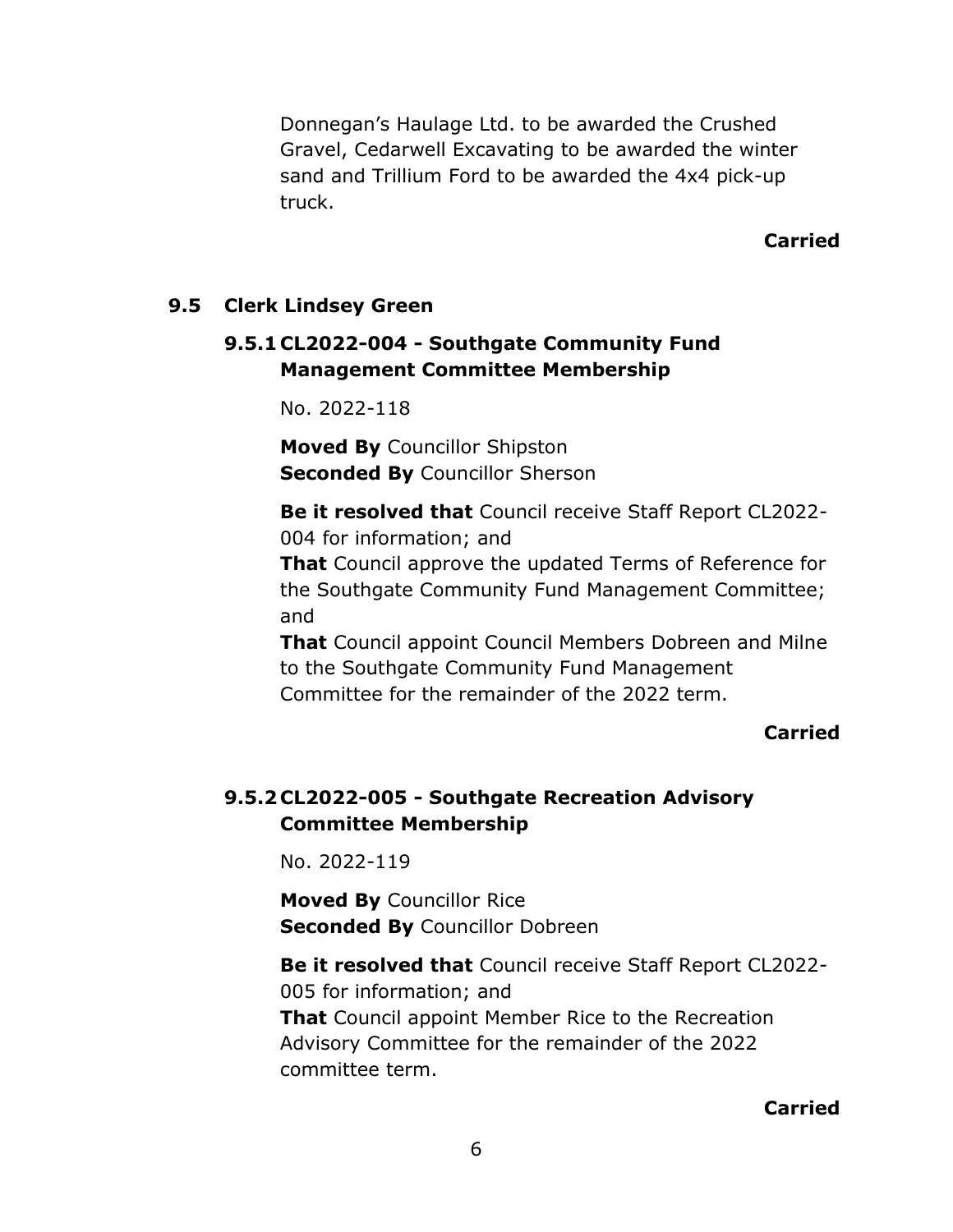Donnegan's Haulage Ltd. to be awarded the Crushed Gravel, Cedarwell Excavating to be awarded the winter sand and Trillium Ford to be awarded the 4x4 pick-up truck.

**Carried**

## 9.5 Clerk Lindsey Green

### 9.5.1 CL2022-004 - Southgate Community Fund Management Committee Membership

No. 2022-118

**Moved By** Councillor Shipston
**Seconded By** Councillor Sherson

**Be it resolved that** Council receive Staff Report CL2022-004 for information; and

**That** Council approve the updated Terms of Reference for the Southgate Community Fund Management Committee; and

**That** Council appoint Council Members Dobreen and Milne to the Southgate Community Fund Management Committee for the remainder of the 2022 term.

**Carried**

### 9.5.2 CL2022-005 - Southgate Recreation Advisory Committee Membership

No. 2022-119

**Moved By** Councillor Rice
**Seconded By** Councillor Dobreen

**Be it resolved that** Council receive Staff Report CL2022-005 for information; and

**That** Council appoint Member Rice to the Recreation Advisory Committee for the remainder of the 2022 committee term.

**Carried**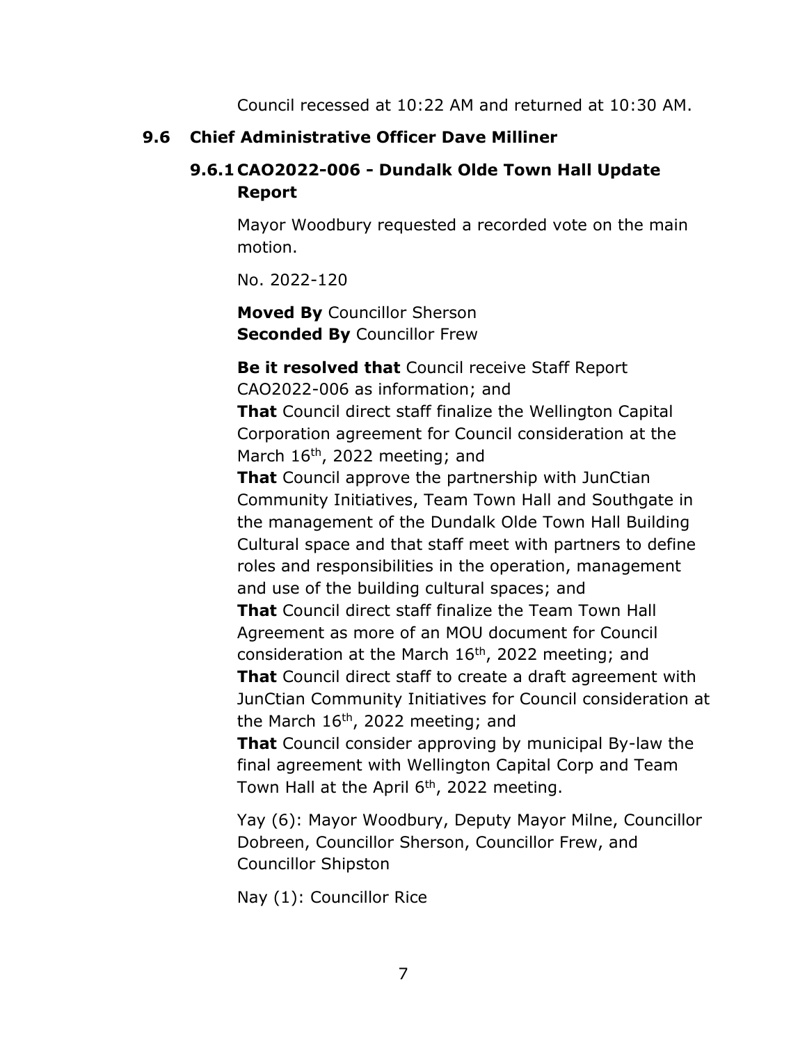Council recessed at 10:22 AM and returned at 10:30 AM.

## 9.6 Chief Administrative Officer Dave Milliner

### 9.6.1 CAO2022-006 - Dundalk Olde Town Hall Update Report

Mayor Woodbury requested a recorded vote on the main motion.

No. 2022-120

**Moved By** Councillor Sherson
**Seconded By** Councillor Frew

**Be it resolved that** Council receive Staff Report CAO2022-006 as information; and
**That** Council direct staff finalize the Wellington Capital Corporation agreement for Council consideration at the March 16th, 2022 meeting; and
**That** Council approve the partnership with JunCtian Community Initiatives, Team Town Hall and Southgate in the management of the Dundalk Olde Town Hall Building Cultural space and that staff meet with partners to define roles and responsibilities in the operation, management and use of the building cultural spaces; and
**That** Council direct staff finalize the Team Town Hall Agreement as more of an MOU document for Council consideration at the March 16th, 2022 meeting; and
**That** Council direct staff to create a draft agreement with JunCtian Community Initiatives for Council consideration at the March 16th, 2022 meeting; and
**That** Council consider approving by municipal By-law the final agreement with Wellington Capital Corp and Team Town Hall at the April 6th, 2022 meeting.

Yay (6): Mayor Woodbury, Deputy Mayor Milne, Councillor Dobreen, Councillor Sherson, Councillor Frew, and Councillor Shipston

Nay (1): Councillor Rice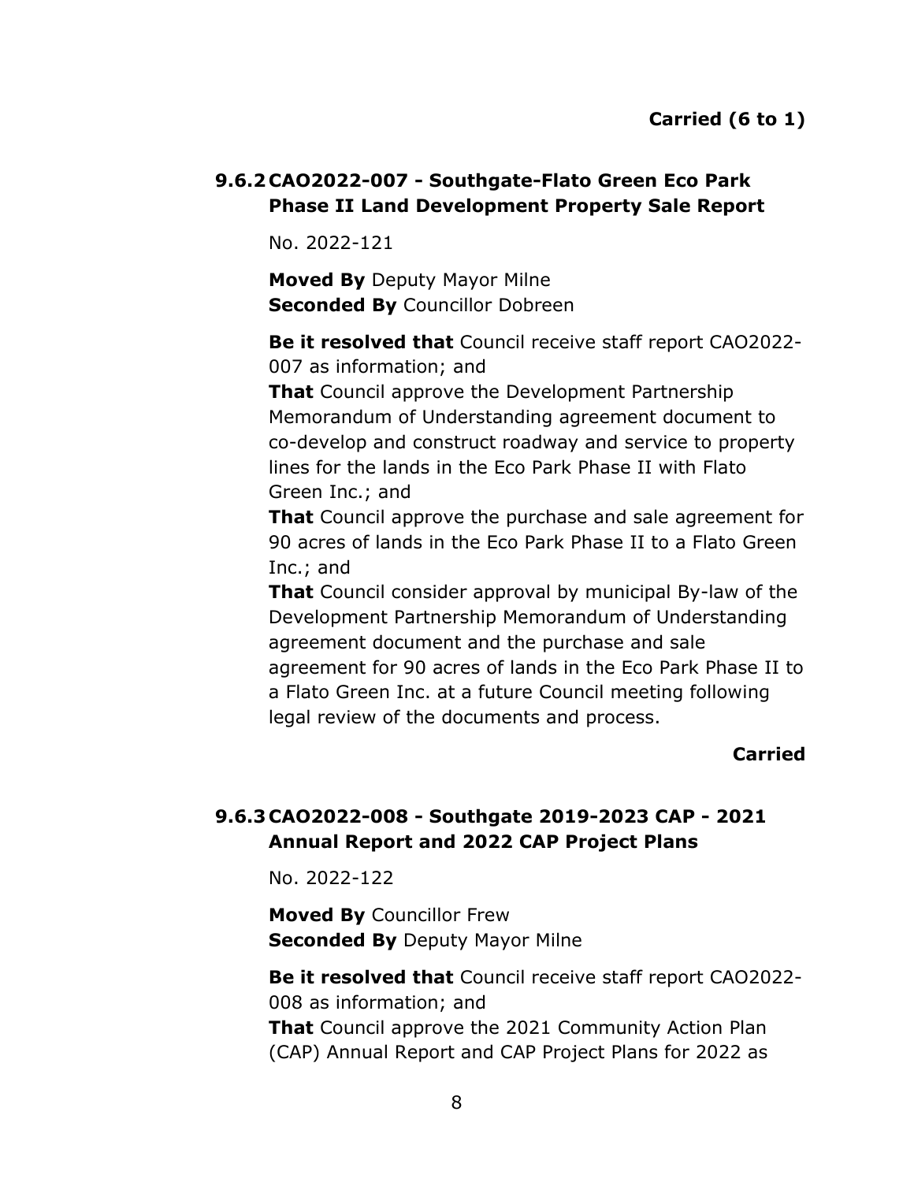**Carried (6 to 1)**

### 9.6.2 CAO2022-007 - Southgate-Flato Green Eco Park Phase II Land Development Property Sale Report

No. 2022-121

**Moved By** Deputy Mayor Milne
**Seconded By** Councillor Dobreen

**Be it resolved that** Council receive staff report CAO2022-007 as information; and
**That** Council approve the Development Partnership Memorandum of Understanding agreement document to co-develop and construct roadway and service to property lines for the lands in the Eco Park Phase II with Flato Green Inc.; and
**That** Council approve the purchase and sale agreement for 90 acres of lands in the Eco Park Phase II to a Flato Green Inc.; and
**That** Council consider approval by municipal By-law of the Development Partnership Memorandum of Understanding agreement document and the purchase and sale agreement for 90 acres of lands in the Eco Park Phase II to a Flato Green Inc. at a future Council meeting following legal review of the documents and process.

**Carried**

### 9.6.3 CAO2022-008 - Southgate 2019-2023 CAP - 2021 Annual Report and 2022 CAP Project Plans

No. 2022-122

**Moved By** Councillor Frew
**Seconded By** Deputy Mayor Milne

**Be it resolved that** Council receive staff report CAO2022-008 as information; and
**That** Council approve the 2021 Community Action Plan (CAP) Annual Report and CAP Project Plans for 2022 as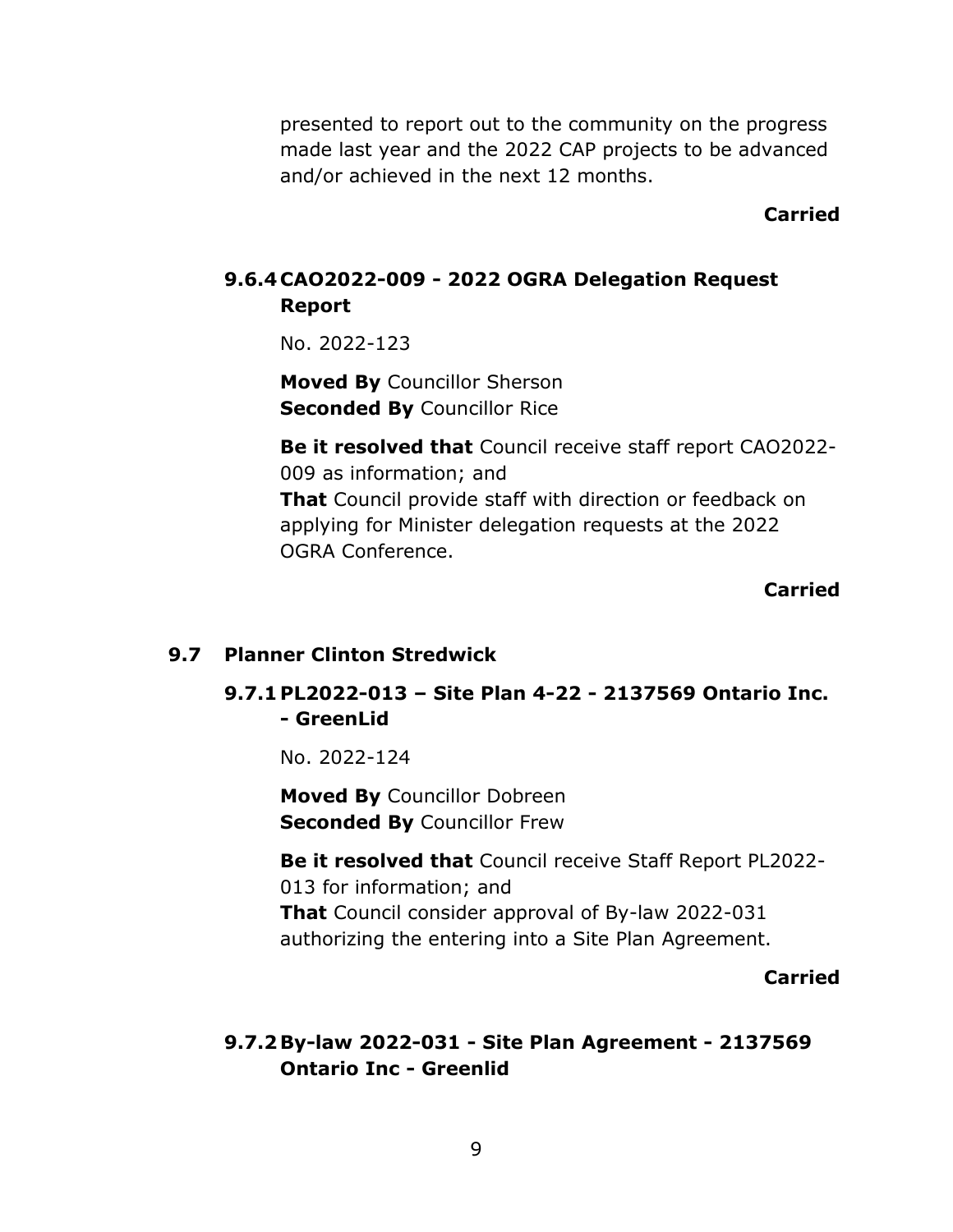presented to report out to the community on the progress made last year and the 2022 CAP projects to be advanced and/or achieved in the next 12 months.

**Carried**

### 9.6.4 CAO2022-009 - 2022 OGRA Delegation Request Report

No. 2022-123

**Moved By** Councillor Sherson
**Seconded By** Councillor Rice

**Be it resolved that** Council receive staff report CAO2022-009 as information; and
**That** Council provide staff with direction or feedback on applying for Minister delegation requests at the 2022 OGRA Conference.

**Carried**

## 9.7 Planner Clinton Stredwick

### 9.7.1 PL2022-013 – Site Plan 4-22 - 2137569 Ontario Inc. - GreenLid

No. 2022-124

**Moved By** Councillor Dobreen
**Seconded By** Councillor Frew

**Be it resolved that** Council receive Staff Report PL2022-013 for information; and
**That** Council consider approval of By-law 2022-031 authorizing the entering into a Site Plan Agreement.

**Carried**

### 9.7.2 By-law 2022-031 - Site Plan Agreement - 2137569 Ontario Inc - Greenlid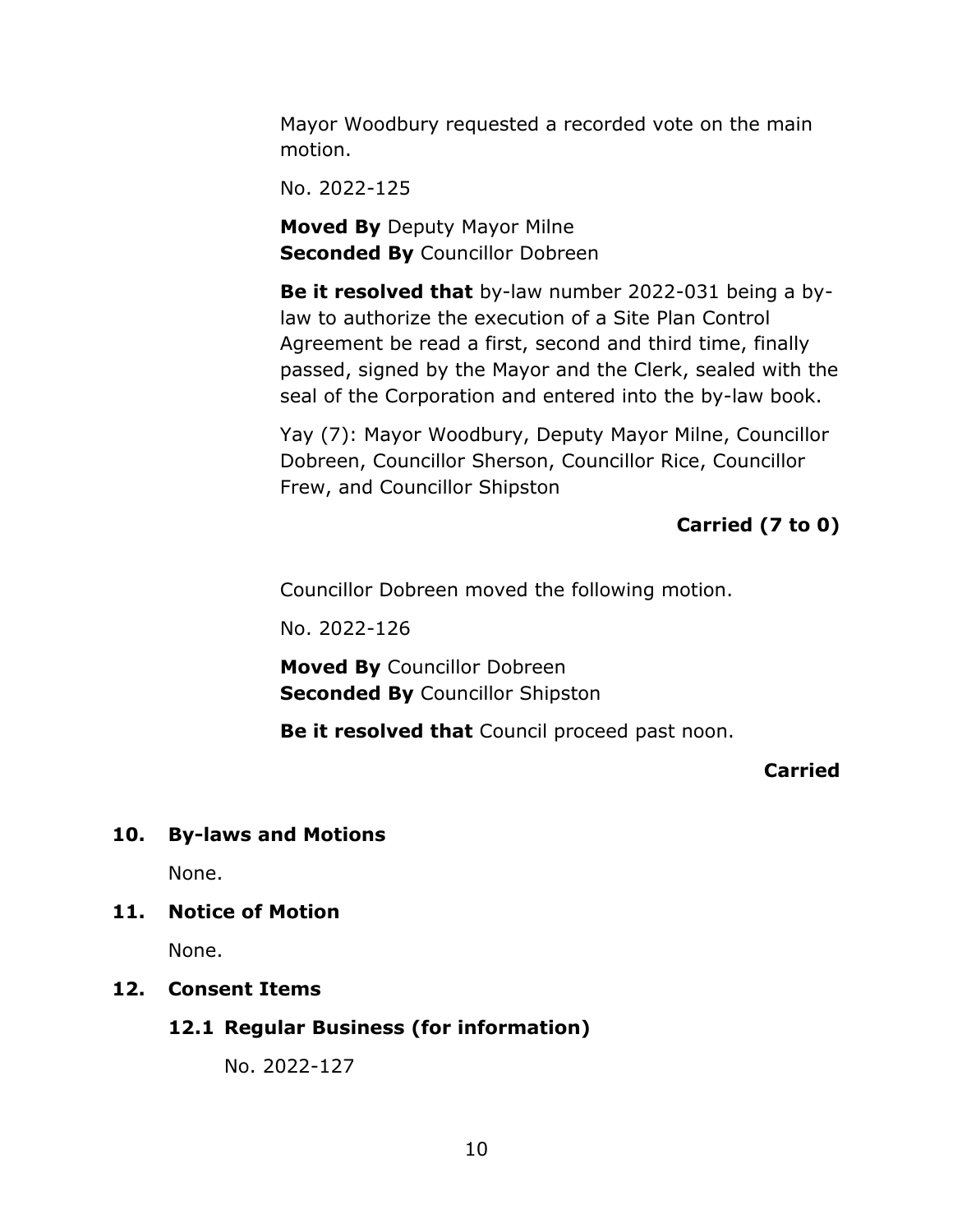Mayor Woodbury requested a recorded vote on the main motion.

No. 2022-125

**Moved By** Deputy Mayor Milne
**Seconded By** Councillor Dobreen

**Be it resolved that** by-law number 2022-031 being a by-law to authorize the execution of a Site Plan Control Agreement be read a first, second and third time, finally passed, signed by the Mayor and the Clerk, sealed with the seal of the Corporation and entered into the by-law book.

Yay (7): Mayor Woodbury, Deputy Mayor Milne, Councillor Dobreen, Councillor Sherson, Councillor Rice, Councillor Frew, and Councillor Shipston

**Carried (7 to 0)**

Councillor Dobreen moved the following motion.

No. 2022-126

**Moved By** Councillor Dobreen
**Seconded By** Councillor Shipston

**Be it resolved that** Council proceed past noon.

**Carried**

## 10. By-laws and Motions

None.

## 11. Notice of Motion

None.

## 12. Consent Items

### 12.1 Regular Business (for information)

No. 2022-127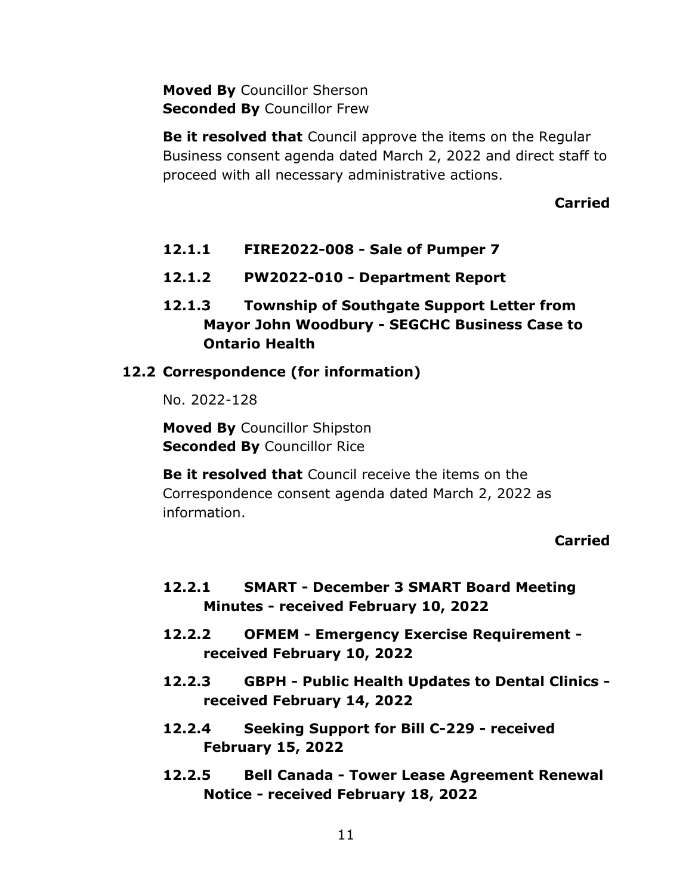**Moved By** Councillor Sherson
**Seconded By** Councillor Frew

**Be it resolved that** Council approve the items on the Regular Business consent agenda dated March 2, 2022 and direct staff to proceed with all necessary administrative actions.

**Carried**

#### 12.1.1 FIRE2022-008 - Sale of Pumper 7

#### 12.1.2 PW2022-010 - Department Report

#### 12.1.3 Township of Southgate Support Letter from Mayor John Woodbury - SEGCHC Business Case to Ontario Health

### 12.2 Correspondence (for information)

No. 2022-128

**Moved By** Councillor Shipston
**Seconded By** Councillor Rice

**Be it resolved that** Council receive the items on the Correspondence consent agenda dated March 2, 2022 as information.

**Carried**

#### 12.2.1 SMART - December 3 SMART Board Meeting Minutes - received February 10, 2022

#### 12.2.2 OFMEM - Emergency Exercise Requirement - received February 10, 2022

#### 12.2.3 GBPH - Public Health Updates to Dental Clinics - received February 14, 2022

#### 12.2.4 Seeking Support for Bill C-229 - received February 15, 2022

#### 12.2.5 Bell Canada - Tower Lease Agreement Renewal Notice - received February 18, 2022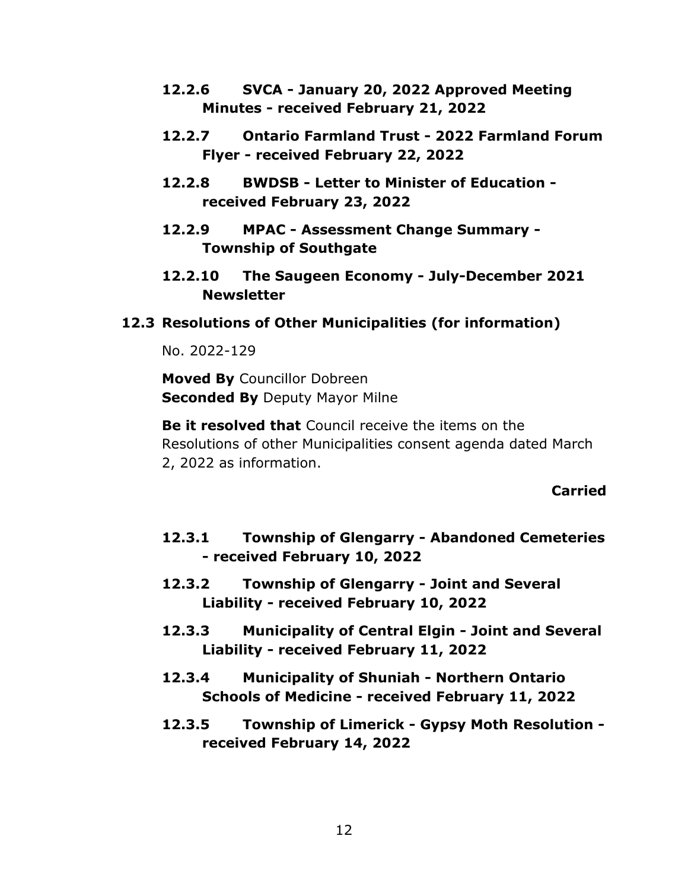#### 12.2.6 SVCA - January 20, 2022 Approved Meeting Minutes - received February 21, 2022

#### 12.2.7 Ontario Farmland Trust - 2022 Farmland Forum Flyer - received February 22, 2022

#### 12.2.8 BWDSB - Letter to Minister of Education - received February 23, 2022

#### 12.2.9 MPAC - Assessment Change Summary - Township of Southgate

#### 12.2.10 The Saugeen Economy - July-December 2021 Newsletter

### 12.3 Resolutions of Other Municipalities (for information)

No. 2022-129

**Moved By** Councillor Dobreen
**Seconded By** Deputy Mayor Milne

**Be it resolved that** Council receive the items on the Resolutions of other Municipalities consent agenda dated March 2, 2022 as information.

**Carried**

#### 12.3.1 Township of Glengarry - Abandoned Cemeteries - received February 10, 2022

#### 12.3.2 Township of Glengarry - Joint and Several Liability - received February 10, 2022

#### 12.3.3 Municipality of Central Elgin - Joint and Several Liability - received February 11, 2022

#### 12.3.4 Municipality of Shuniah - Northern Ontario Schools of Medicine - received February 11, 2022

#### 12.3.5 Township of Limerick - Gypsy Moth Resolution - received February 14, 2022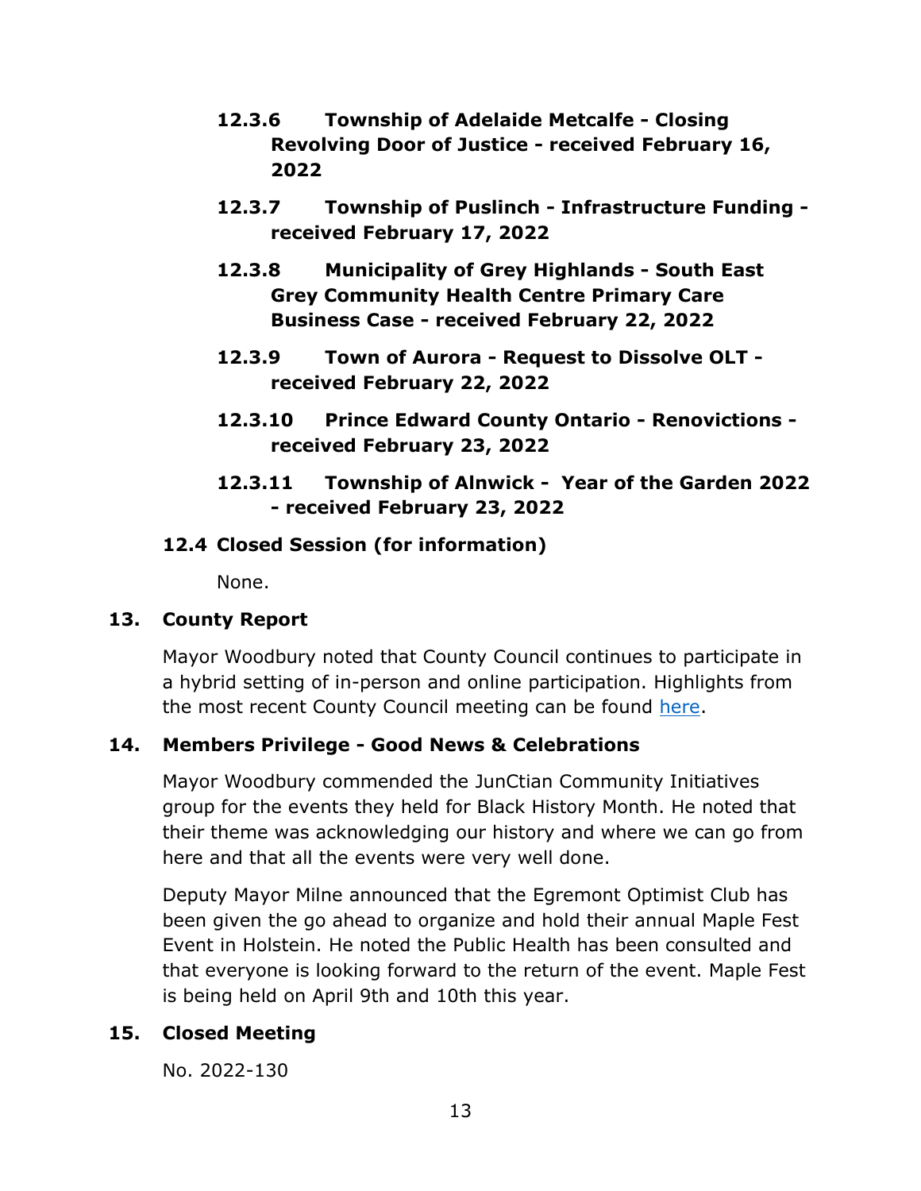**12.3.6 Township of Adelaide Metcalfe - Closing Revolving Door of Justice - received February 16, 2022**

**12.3.7 Township of Puslinch - Infrastructure Funding - received February 17, 2022**

**12.3.8 Municipality of Grey Highlands - South East Grey Community Health Centre Primary Care Business Case - received February 22, 2022**

**12.3.9 Town of Aurora - Request to Dissolve OLT - received February 22, 2022**

**12.3.10 Prince Edward County Ontario - Renovictions - received February 23, 2022**

**12.3.11 Township of Alnwick - Year of the Garden 2022 - received February 23, 2022**

### 12.4 Closed Session (for information)

None.

## 13. County Report

Mayor Woodbury noted that County Council continues to participate in a hybrid setting of in-person and online participation. Highlights from the most recent County Council meeting can be found here.

## 14. Members Privilege - Good News & Celebrations

Mayor Woodbury commended the JunCtian Community Initiatives group for the events they held for Black History Month. He noted that their theme was acknowledging our history and where we can go from here and that all the events were very well done.

Deputy Mayor Milne announced that the Egremont Optimist Club has been given the go ahead to organize and hold their annual Maple Fest Event in Holstein. He noted the Public Health has been consulted and that everyone is looking forward to the return of the event. Maple Fest is being held on April 9th and 10th this year.

## 15. Closed Meeting

No. 2022-130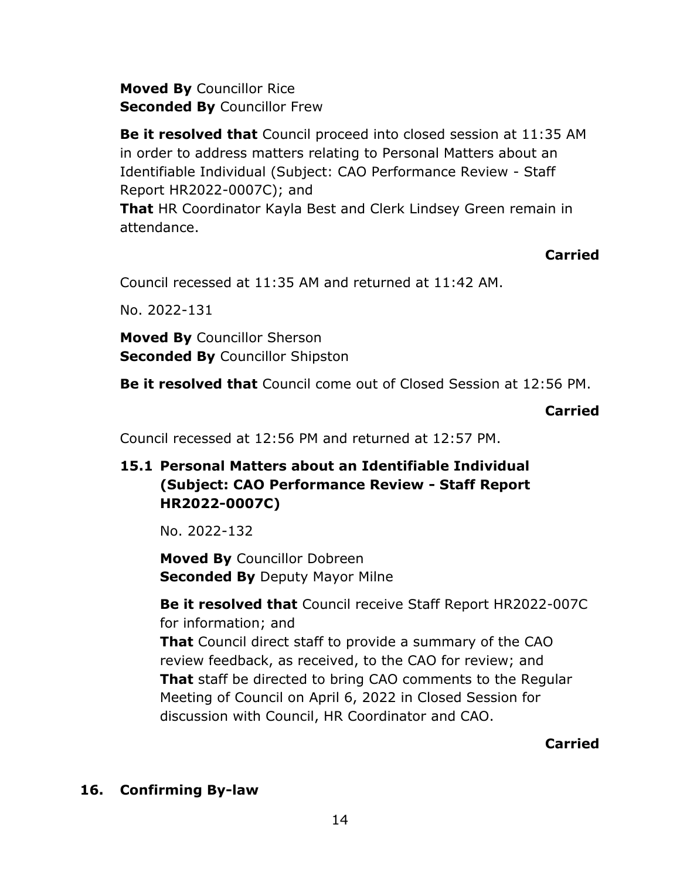**Moved By** Councillor Rice
**Seconded By** Councillor Frew

**Be it resolved that** Council proceed into closed session at 11:35 AM in order to address matters relating to Personal Matters about an Identifiable Individual (Subject: CAO Performance Review - Staff Report HR2022-0007C); and
**That** HR Coordinator Kayla Best and Clerk Lindsey Green remain in attendance.

**Carried**

Council recessed at 11:35 AM and returned at 11:42 AM.

No. 2022-131

**Moved By** Councillor Sherson
**Seconded By** Councillor Shipston

**Be it resolved that** Council come out of Closed Session at 12:56 PM.

**Carried**

Council recessed at 12:56 PM and returned at 12:57 PM.

### 15.1 Personal Matters about an Identifiable Individual (Subject: CAO Performance Review - Staff Report HR2022-0007C)

No. 2022-132

**Moved By** Councillor Dobreen
**Seconded By** Deputy Mayor Milne

**Be it resolved that** Council receive Staff Report HR2022-007C for information; and
**That** Council direct staff to provide a summary of the CAO review feedback, as received, to the CAO for review; and
**That** staff be directed to bring CAO comments to the Regular Meeting of Council on April 6, 2022 in Closed Session for discussion with Council, HR Coordinator and CAO.

**Carried**

## 16. Confirming By-law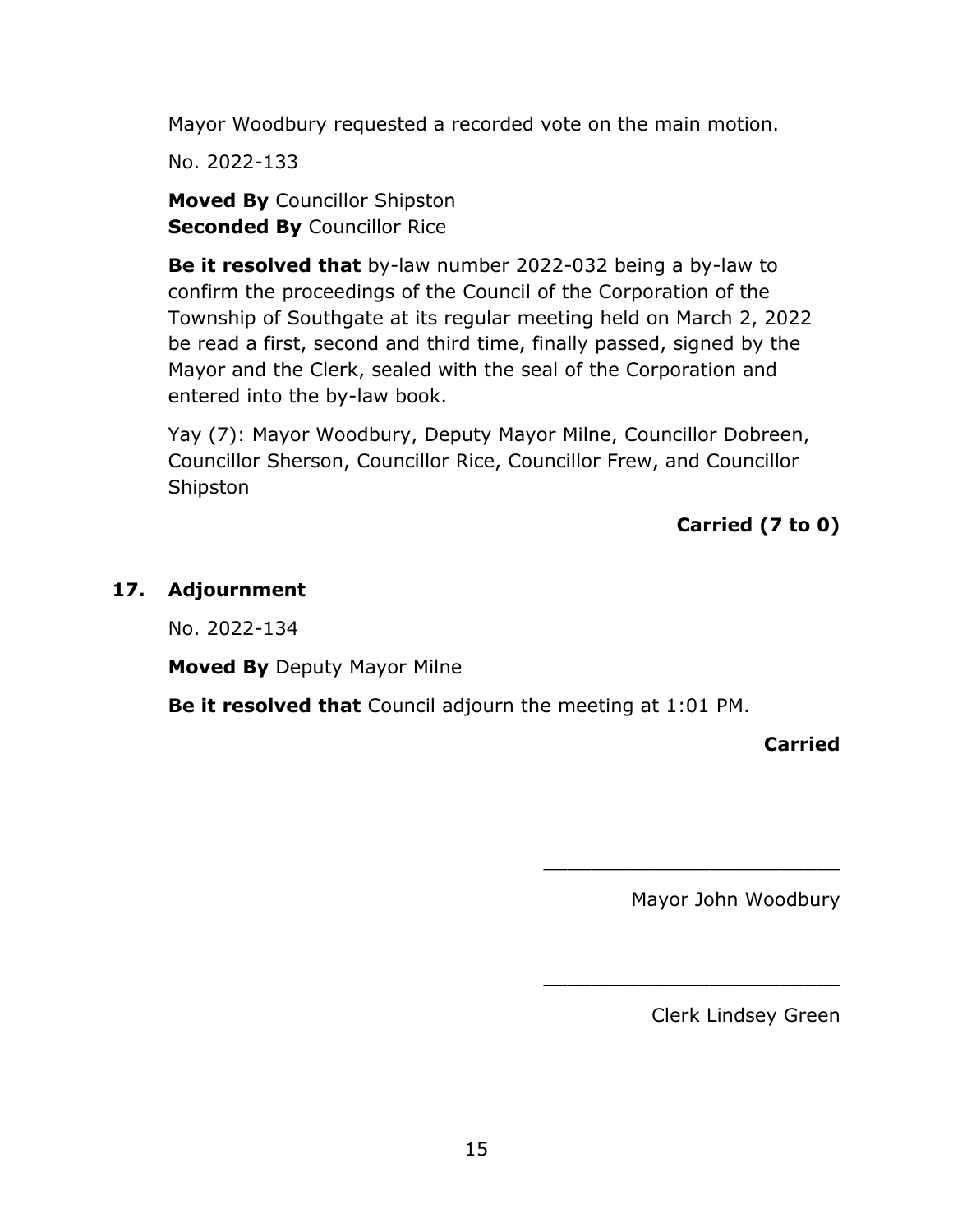Mayor Woodbury requested a recorded vote on the main motion.

No. 2022-133

**Moved By** Councillor Shipston
**Seconded By** Councillor Rice

**Be it resolved that** by-law number 2022-032 being a by-law to confirm the proceedings of the Council of the Corporation of the Township of Southgate at its regular meeting held on March 2, 2022 be read a first, second and third time, finally passed, signed by the Mayor and the Clerk, sealed with the seal of the Corporation and entered into the by-law book.

Yay (7): Mayor Woodbury, Deputy Mayor Milne, Councillor Dobreen, Councillor Sherson, Councillor Rice, Councillor Frew, and Councillor Shipston

**Carried (7 to 0)**

## 17. Adjournment

No. 2022-134

**Moved By** Deputy Mayor Milne

**Be it resolved that** Council adjourn the meeting at 1:01 PM.

**Carried**

_________________________

Mayor John Woodbury

_________________________

Clerk Lindsey Green